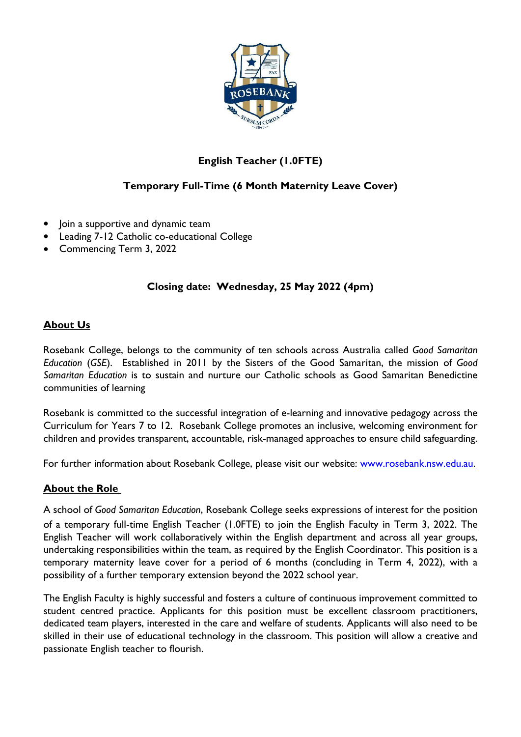# English Teacher (1.0FTE)

## Temporary Full-Time (6 Month Maternity Leave Cover)

- Join a supportive and dynamic team
- Leading 7-12 Catholic co-educational College
- Commencing Term 3, 2022

**Closing date: Wednesday, 25 May 2022 (4pm)**

### About Us

Rosebank College, belongs to the community of ten schools across Australia called *Good Samaritan Education* (*GSE*). Established in 2011 by the Sisters of the Good Samaritan, the mission of *Good Samaritan Education* is to sustain and nurture our Catholic schools as Good Samaritan Benedictine communities of learning

Rosebank is committed to the successful integration of e-learning and innovative pedagogy across the Curriculum for Years 7 to 12. Rosebank College promotes an inclusive, welcoming environment for children and provides transparent, accountable, risk-managed approaches to ensure child safeguarding.

For further information about Rosebank College, please visit our website: [www.rosebank.nsw.edu.au.](http://www.rosebank.nsw.edu.au)

### About the Role

A school of *Good Samaritan Education*, Rosebank College seeks expressions of interest for the position of a temporary full-time English Teacher (1.0FTE) to join the English Faculty in Term 3, 2022. The English Teacher will work collaboratively within the English department and across all year groups, undertaking responsibilities within the team, as required by the English Coordinator. This position is a temporary maternity leave cover for a period of 6 months (concluding in Term 4, 2022), with a possibility of a further temporary extension beyond the 2022 school year.

The English Faculty is highly successful and fosters a culture of continuous improvement committed to student centred practice. Applicants for this position must be excellent classroom practitioners, dedicated team players, interested in the care and welfare of students. Applicants will also need to be skilled in their use of educational technology in the classroom. This position will allow a creative and passionate English teacher to flourish.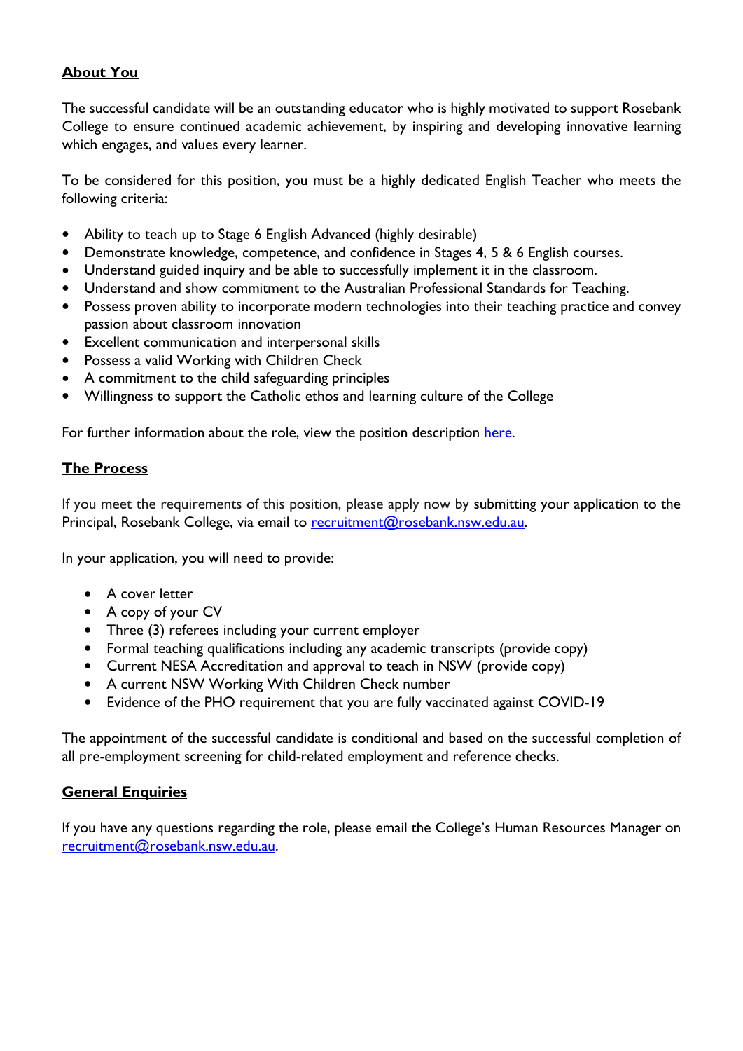## About You

The successful candidate will be an outstanding educator who is highly motivated to support Rosebank College to ensure continued academic achievement, by inspiring and developing innovative learning which engages, and values every learner.

To be considered for this position, you must be a highly dedicated English Teacher who meets the following criteria:

- Ability to teach up to Stage 6 English Advanced (highly desirable)
- Demonstrate knowledge, competence, and confidence in Stages 4, 5 & 6 English courses.
- Understand guided inquiry and be able to successfully implement it in the classroom.
- Understand and show commitment to the Australian Professional Standards for Teaching.
- Possess proven ability to incorporate modern technologies into their teaching practice and convey passion about classroom innovation
- Excellent communication and interpersonal skills
- Possess a valid Working with Children Check
- A commitment to the child safeguarding principles
- Willingness to support the Catholic ethos and learning culture of the College

For further information about the role, view the position description [here](#).

## The Process

If you meet the requirements of this position, please apply now by submitting your application to the Principal, Rosebank College, via email to [recruitment@rosebank.nsw.edu.au](mailto:recruitment@rosebank.nsw.edu.au).

In your application, you will need to provide:

- A cover letter
- A copy of your CV
- Three (3) referees including your current employer
- Formal teaching qualifications including any academic transcripts (provide copy)
- Current NESA Accreditation and approval to teach in NSW (provide copy)
- A current NSW Working With Children Check number
- Evidence of the PHO requirement that you are fully vaccinated against COVID-19

The appointment of the successful candidate is conditional and based on the successful completion of all pre-employment screening for child-related employment and reference checks.

## General Enquiries

If you have any questions regarding the role, please email the College's Human Resources Manager on [recruitment@rosebank.nsw.edu.au](mailto:recruitment@rosebank.nsw.edu.au).